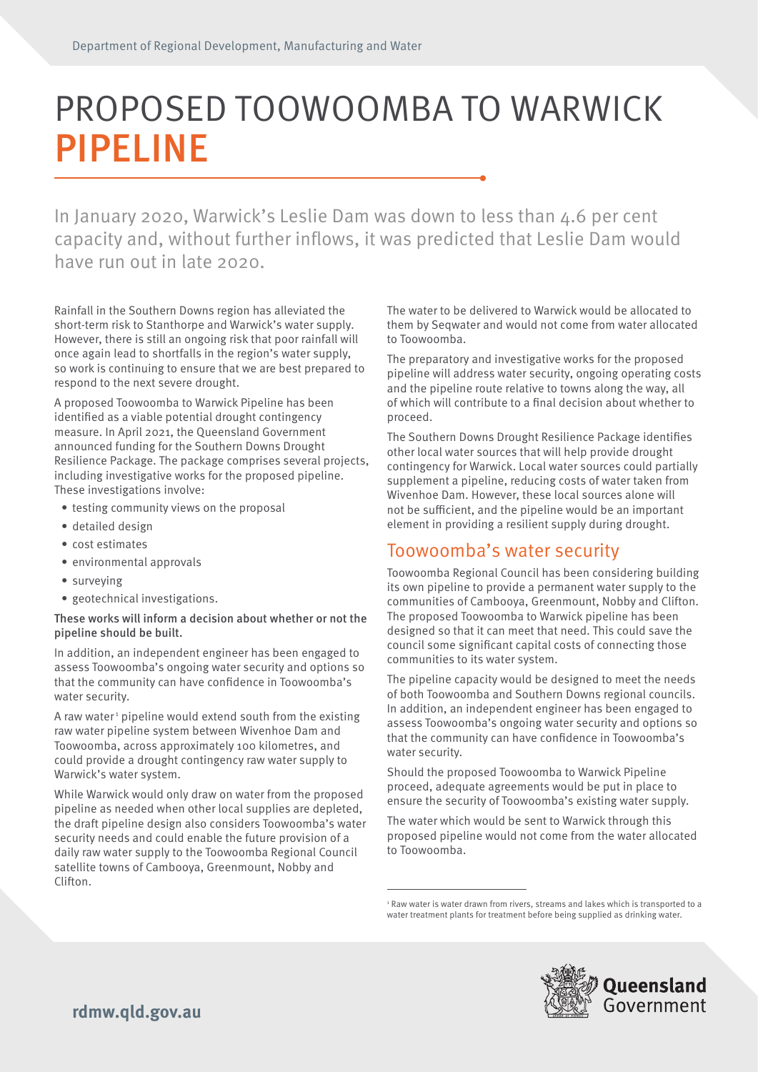# PROPOSED TOOWOOMBA TO WARWICK PIPELINE

In January 2020, Warwick's Leslie Dam was down to less than 4.6 per cent capacity and, without further inflows, it was predicted that Leslie Dam would have run out in late 2020.

Rainfall in the Southern Downs region has alleviated the short-term risk to Stanthorpe and Warwick's water supply. However, there is still an ongoing risk that poor rainfall will once again lead to shortfalls in the region's water supply, so work is continuing to ensure that we are best prepared to respond to the next severe drought.

A proposed Toowoomba to Warwick Pipeline has been identified as a viable potential drought contingency measure. In April 2021, the Queensland Government announced funding for the Southern Downs Drought Resilience Package. The package comprises several projects, including investigative works for the proposed pipeline. These investigations involve:

- testing community views on the proposal
- detailed design
- cost estimates
- environmental approvals
- surveying
- geotechnical investigations.

**These works will inform a decision about whether or not the pipeline should be built.**

In addition, an independent engineer has been engaged to assess Toowoomba's ongoing water security and options so that the community can have confidence in Toowoomba's water security.

A raw water[1] pipeline would extend south from the existing raw water pipeline system between Wivenhoe Dam and Toowoomba, across approximately 100 kilometres, and could provide a drought contingency raw water supply to Warwick's water system.

While Warwick would only draw on water from the proposed pipeline as needed when other local supplies are depleted, the draft pipeline design also considers Toowoomba's water security needs and could enable the future provision of a daily raw water supply to the Toowoomba Regional Council satellite towns of Cambooya, Greenmount, Nobby and Clifton.

The water to be delivered to Warwick would be allocated to them by Seqwater and would not come from water allocated to Toowoomba.

The preparatory and investigative works for the proposed pipeline will address water security, ongoing operating costs and the pipeline route relative to towns along the way, all of which will contribute to a final decision about whether to proceed.

The Southern Downs Drought Resilience Package identifies other local water sources that will help provide drought contingency for Warwick. Local water sources could partially supplement a pipeline, reducing costs of water taken from Wivenhoe Dam. However, these local sources alone will not be sufficient, and the pipeline would be an important element in providing a resilient supply during drought.

## Toowoomba's water security

Toowoomba Regional Council has been considering building its own pipeline to provide a permanent water supply to the communities of Cambooya, Greenmount, Nobby and Clifton. The proposed Toowoomba to Warwick pipeline has been designed so that it can meet that need. This could save the council some significant capital costs of connecting those communities to its water system.

The pipeline capacity would be designed to meet the needs of both Toowoomba and Southern Downs regional councils. In addition, an independent engineer has been engaged to assess Toowoomba's ongoing water security and options so that the community can have confidence in Toowoomba's water security.

Should the proposed Toowoomba to Warwick Pipeline proceed, adequate agreements would be put in place to ensure the security of Toowoomba's existing water supply.

The water which would be sent to Warwick through this proposed pipeline would not come from the water allocated to Toowoomba.

---

[1] Raw water is water drawn from rivers, streams and lakes which is transported to a water treatment plants for treatment before being supplied as drinking water.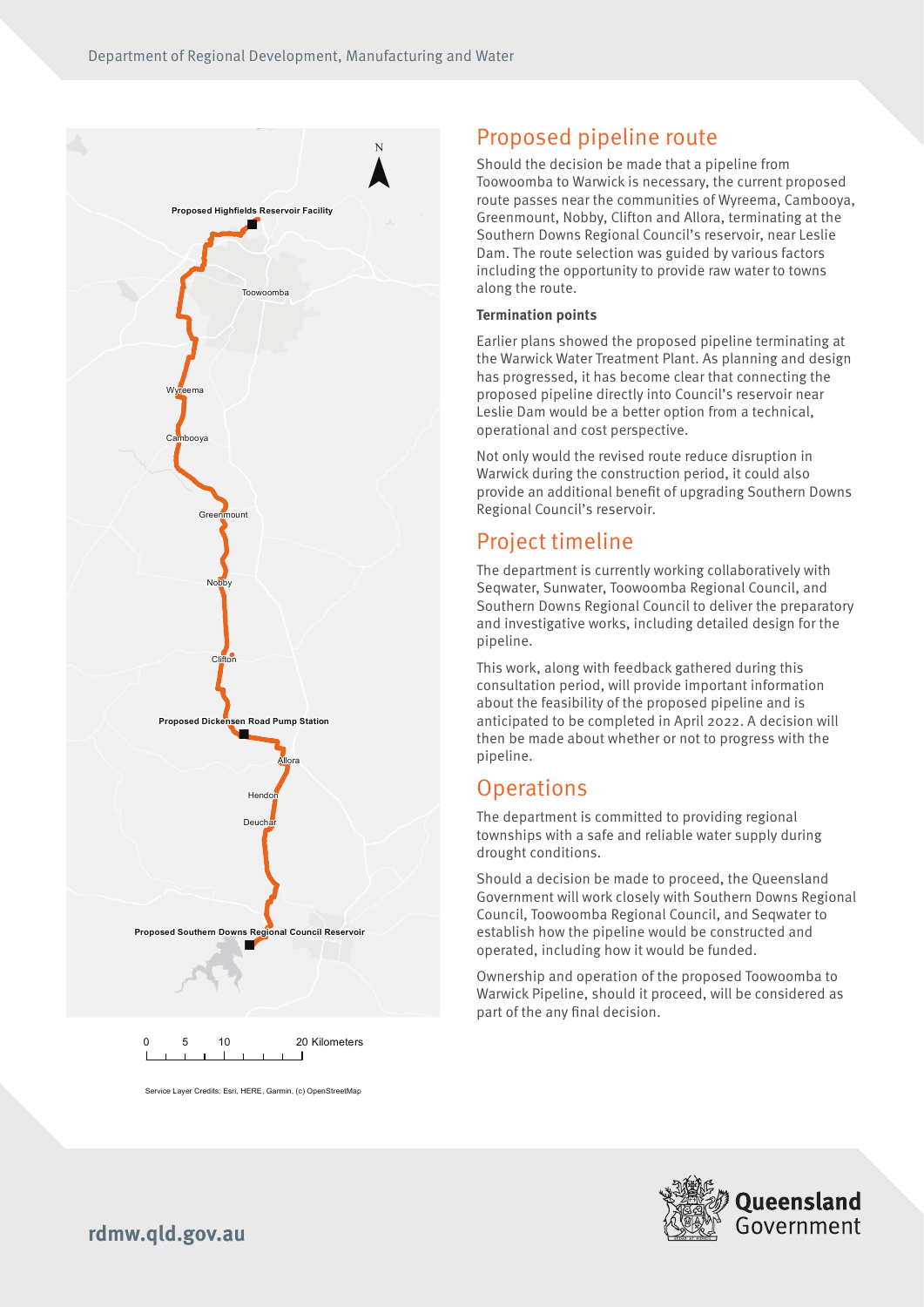Proposed Highfields Reservoir Facility

Toowoomba

Wyreema

Cambooya

Greenmount

Nobby

Clifton

Proposed Dickensen Road Pump Station

Allora

Hendon

Deuchar

Proposed Southern Downs Regional Council Reservoir

N

0 5 10 20 Kilometers

Service Layer Credits: Esri, HERE, Garmin, (c) OpenStreetMap

## Proposed pipeline route

Should the decision be made that a pipeline from Toowoomba to Warwick is necessary, the current proposed route passes near the communities of Wyreema, Cambooya, Greenmount, Nobby, Clifton and Allora, terminating at the Southern Downs Regional Council's reservoir, near Leslie Dam. The route selection was guided by various factors including the opportunity to provide raw water to towns along the route.

**Termination points**

Earlier plans showed the proposed pipeline terminating at the Warwick Water Treatment Plant. As planning and design has progressed, it has become clear that connecting the proposed pipeline directly into Council's reservoir near Leslie Dam would be a better option from a technical, operational and cost perspective.

Not only would the revised route reduce disruption in Warwick during the construction period, it could also provide an additional benefit of upgrading Southern Downs Regional Council's reservoir.

## Project timeline

The department is currently working collaboratively with Seqwater, Sunwater, Toowoomba Regional Council, and Southern Downs Regional Council to deliver the preparatory and investigative works, including detailed design for the pipeline.

This work, along with feedback gathered during this consultation period, will provide important information about the feasibility of the proposed pipeline and is anticipated to be completed in April 2022. A decision will then be made about whether or not to progress with the pipeline.

## Operations

The department is committed to providing regional townships with a safe and reliable water supply during drought conditions.

Should a decision be made to proceed, the Queensland Government will work closely with Southern Downs Regional Council, Toowoomba Regional Council, and Seqwater to establish how the pipeline would be constructed and operated, including how it would be funded.

Ownership and operation of the proposed Toowoomba to Warwick Pipeline, should it proceed, will be considered as part of the any final decision.

**rdmw.qld.gov.au**

Queensland Government